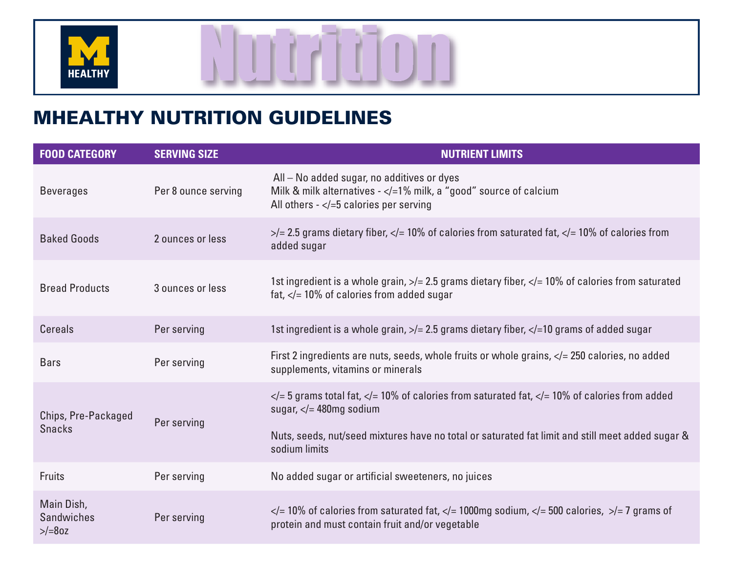# Nutrition

## MHEALTHY NUTRITION GUIDELINES

| FOOD CATEGORY | SERVING SIZE | NUTRIENT LIMITS |
|---|---|---|
| Beverages | Per 8 ounce serving | All – No added sugar, no additives or dyes<br>Milk & milk alternatives - </=1% milk, a "good" source of calcium<br>All others - </=5 calories per serving |
| Baked Goods | 2 ounces or less | >/= 2.5 grams dietary fiber, </= 10% of calories from saturated fat, </= 10% of calories from added sugar |
| Bread Products | 3 ounces or less | 1st ingredient is a whole grain, >/= 2.5 grams dietary fiber, </= 10% of calories from saturated fat, </= 10% of calories from added sugar |
| Cereals | Per serving | 1st ingredient is a whole grain, >/= 2.5 grams dietary fiber, </=10 grams of added sugar |
| Bars | Per serving | First 2 ingredients are nuts, seeds, whole fruits or whole grains, </= 250 calories, no added supplements, vitamins or minerals |
| Chips, Pre-Packaged Snacks | Per serving | </= 5 grams total fat, </= 10% of calories from saturated fat, </= 10% of calories from added sugar, </= 480mg sodium<br><br>Nuts, seeds, nut/seed mixtures have no total or saturated fat limit and still meet added sugar & sodium limits |
| Fruits | Per serving | No added sugar or artificial sweeteners, no juices |
| Main Dish, Sandwiches >/=8oz | Per serving | </= 10% of calories from saturated fat, </= 1000mg sodium, </= 500 calories, >/= 7 grams of protein and must contain fruit and/or vegetable |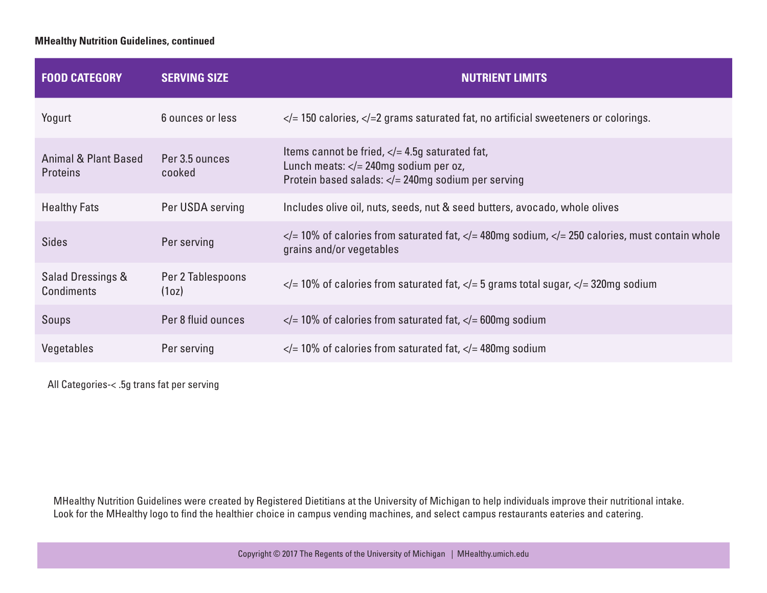**MHealthy Nutrition Guidelines, continued**

| FOOD CATEGORY | SERVING SIZE | NUTRIENT LIMITS |
| --- | --- | --- |
| Yogurt | 6 ounces or less | </= 150 calories, </=2 grams saturated fat, no artificial sweeteners or colorings. |
| Animal & Plant Based Proteins | Per 3.5 ounces cooked | Items cannot be fried, </= 4.5g saturated fat,<br>Lunch meats: </= 240mg sodium per oz,<br>Protein based salads: </= 240mg sodium per serving |
| Healthy Fats | Per USDA serving | Includes olive oil, nuts, seeds, nut & seed butters, avocado, whole olives |
| Sides | Per serving | </= 10% of calories from saturated fat, </= 480mg sodium, </= 250 calories, must contain whole grains and/or vegetables |
| Salad Dressings & Condiments | Per 2 Tablespoons (1oz) | </= 10% of calories from saturated fat, </= 5 grams total sugar, </= 320mg sodium |
| Soups | Per 8 fluid ounces | </= 10% of calories from saturated fat, </= 600mg sodium |
| Vegetables | Per serving | </= 10% of calories from saturated fat, </= 480mg sodium |

All Categories-< .5g trans fat per serving

MHealthy Nutrition Guidelines were created by Registered Dietitians at the University of Michigan to help individuals improve their nutritional intake. Look for the MHealthy logo to find the healthier choice in campus vending machines, and select campus restaurants eateries and catering.

Copyright © 2017 The Regents of the University of Michigan | MHealthy.umich.edu